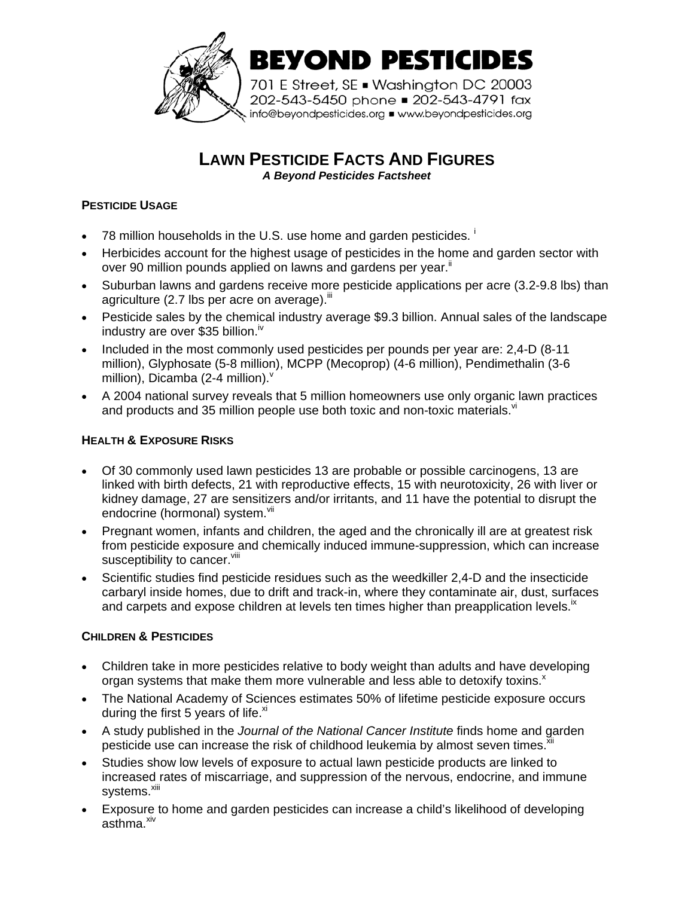**BEYOND PESTICIDES**

701 E Street, SE ▪ Washington DC 20003
202-543-5450 phone ▪ 202-543-4791 fax
info@beyondpesticides.org ▪ www.beyondpesticides.org

# LAWN PESTICIDE FACTS AND FIGURES

***A Beyond Pesticides Factsheet***

## PESTICIDE USAGE

- 78 million households in the U.S. use home and garden pesticides. [i]
- Herbicides account for the highest usage of pesticides in the home and garden sector with over 90 million pounds applied on lawns and gardens per year.[ii]
- Suburban lawns and gardens receive more pesticide applications per acre (3.2-9.8 lbs) than agriculture (2.7 lbs per acre on average).[iii]
- Pesticide sales by the chemical industry average $9.3 billion. Annual sales of the landscape industry are over $35 billion.[iv]
- Included in the most commonly used pesticides per pounds per year are: 2,4-D (8-11 million), Glyphosate (5-8 million), MCPP (Mecoprop) (4-6 million), Pendimethalin (3-6 million), Dicamba (2-4 million).[v]
- A 2004 national survey reveals that 5 million homeowners use only organic lawn practices and products and 35 million people use both toxic and non-toxic materials.[vi]

## HEALTH & EXPOSURE RISKS

- Of 30 commonly used lawn pesticides 13 are probable or possible carcinogens, 13 are linked with birth defects, 21 with reproductive effects, 15 with neurotoxicity, 26 with liver or kidney damage, 27 are sensitizers and/or irritants, and 11 have the potential to disrupt the endocrine (hormonal) system.[vii]
- Pregnant women, infants and children, the aged and the chronically ill are at greatest risk from pesticide exposure and chemically induced immune-suppression, which can increase susceptibility to cancer.[viii]
- Scientific studies find pesticide residues such as the weedkiller 2,4-D and the insecticide carbaryl inside homes, due to drift and track-in, where they contaminate air, dust, surfaces and carpets and expose children at levels ten times higher than preapplication levels.[ix]

## CHILDREN & PESTICIDES

- Children take in more pesticides relative to body weight than adults and have developing organ systems that make them more vulnerable and less able to detoxify toxins.[x]
- The National Academy of Sciences estimates 50% of lifetime pesticide exposure occurs during the first 5 years of life.[xi]
- A study published in the *Journal of the National Cancer Institute* finds home and garden pesticide use can increase the risk of childhood leukemia by almost seven times.[xii]
- Studies show low levels of exposure to actual lawn pesticide products are linked to increased rates of miscarriage, and suppression of the nervous, endocrine, and immune systems.[xiii]
- Exposure to home and garden pesticides can increase a child's likelihood of developing asthma.[xiv]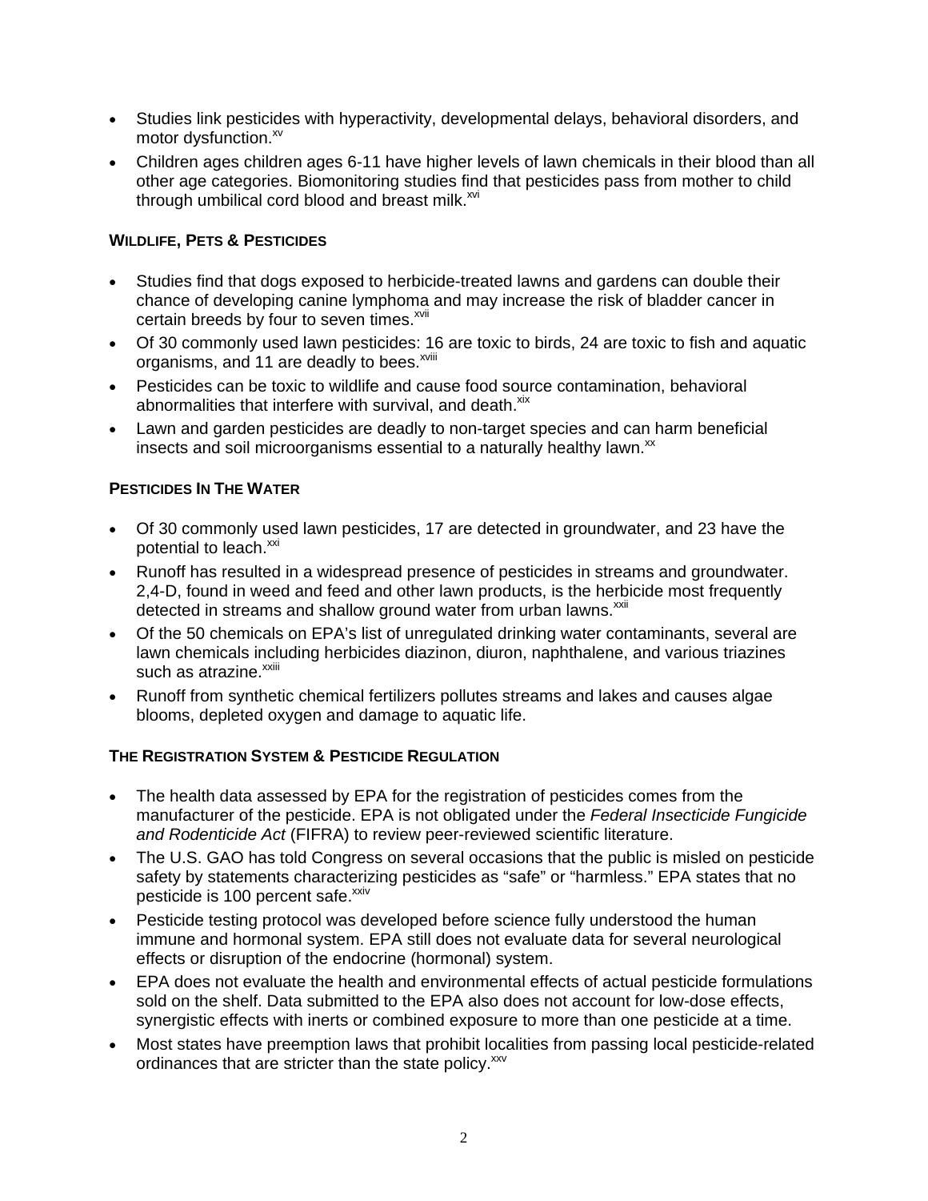- Studies link pesticides with hyperactivity, developmental delays, behavioral disorders, and motor dysfunction.[xv]
- Children ages children ages 6-11 have higher levels of lawn chemicals in their blood than all other age categories. Biomonitoring studies find that pesticides pass from mother to child through umbilical cord blood and breast milk.[xvi]

**WILDLIFE, PETS & PESTICIDES**

- Studies find that dogs exposed to herbicide-treated lawns and gardens can double their chance of developing canine lymphoma and may increase the risk of bladder cancer in certain breeds by four to seven times.[xvii]
- Of 30 commonly used lawn pesticides: 16 are toxic to birds, 24 are toxic to fish and aquatic organisms, and 11 are deadly to bees.[xviii]
- Pesticides can be toxic to wildlife and cause food source contamination, behavioral abnormalities that interfere with survival, and death.[xix]
- Lawn and garden pesticides are deadly to non-target species and can harm beneficial insects and soil microorganisms essential to a naturally healthy lawn.[xx]

**PESTICIDES IN THE WATER**

- Of 30 commonly used lawn pesticides, 17 are detected in groundwater, and 23 have the potential to leach.[xxi]
- Runoff has resulted in a widespread presence of pesticides in streams and groundwater. 2,4-D, found in weed and feed and other lawn products, is the herbicide most frequently detected in streams and shallow ground water from urban lawns.[xxii]
- Of the 50 chemicals on EPA's list of unregulated drinking water contaminants, several are lawn chemicals including herbicides diazinon, diuron, naphthalene, and various triazines such as atrazine.[xxiii]
- Runoff from synthetic chemical fertilizers pollutes streams and lakes and causes algae blooms, depleted oxygen and damage to aquatic life.

**THE REGISTRATION SYSTEM & PESTICIDE REGULATION**

- The health data assessed by EPA for the registration of pesticides comes from the manufacturer of the pesticide. EPA is not obligated under the *Federal Insecticide Fungicide and Rodenticide Act* (FIFRA) to review peer-reviewed scientific literature.
- The U.S. GAO has told Congress on several occasions that the public is misled on pesticide safety by statements characterizing pesticides as "safe" or "harmless." EPA states that no pesticide is 100 percent safe.[xxiv]
- Pesticide testing protocol was developed before science fully understood the human immune and hormonal system. EPA still does not evaluate data for several neurological effects or disruption of the endocrine (hormonal) system.
- EPA does not evaluate the health and environmental effects of actual pesticide formulations sold on the shelf. Data submitted to the EPA also does not account for low-dose effects, synergistic effects with inerts or combined exposure to more than one pesticide at a time.
- Most states have preemption laws that prohibit localities from passing local pesticide-related ordinances that are stricter than the state policy.[xxv]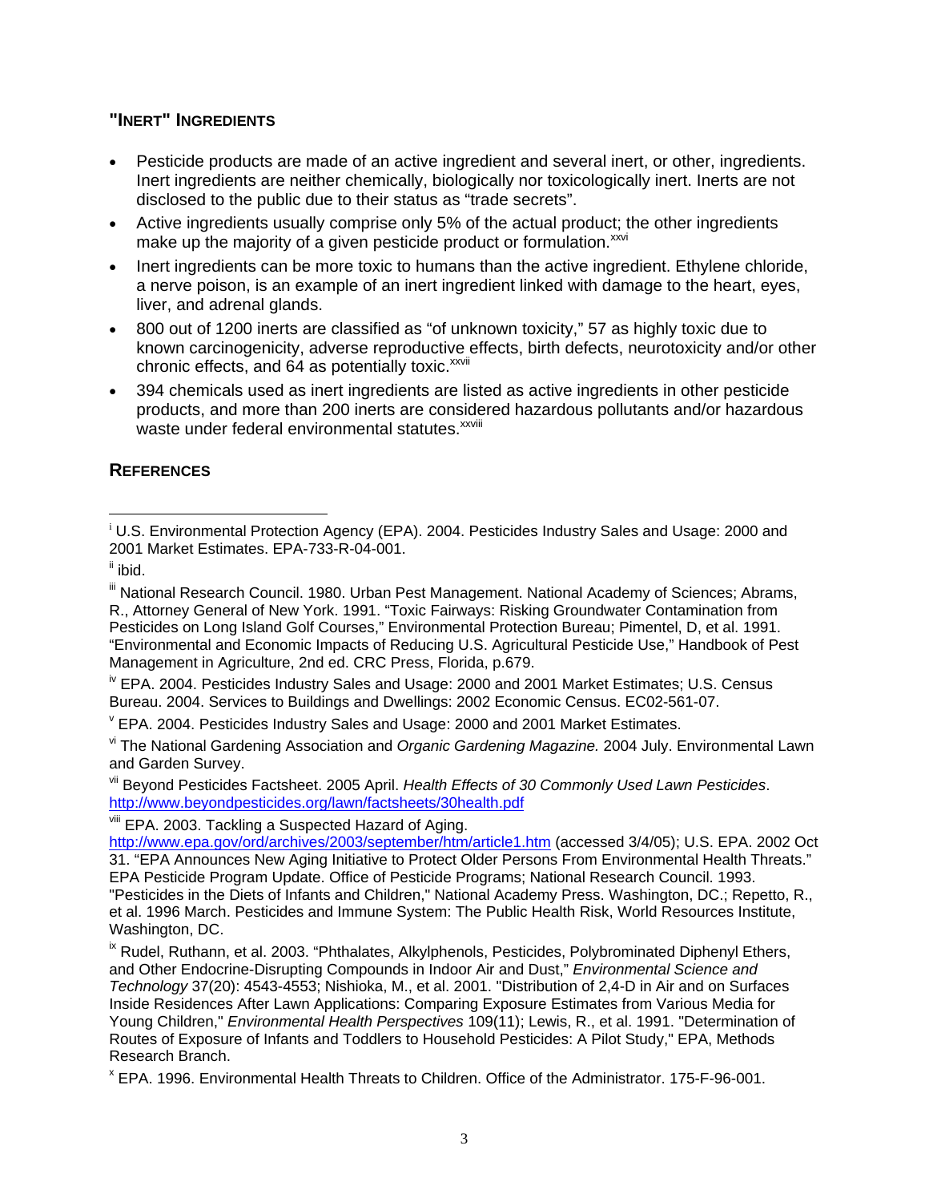## "Inert" Ingredients

- Pesticide products are made of an active ingredient and several inert, or other, ingredients. Inert ingredients are neither chemically, biologically nor toxicologically inert. Inerts are not disclosed to the public due to their status as "trade secrets".
- Active ingredients usually comprise only 5% of the actual product; the other ingredients make up the majority of a given pesticide product or formulation.[xxvi]
- Inert ingredients can be more toxic to humans than the active ingredient. Ethylene chloride, a nerve poison, is an example of an inert ingredient linked with damage to the heart, eyes, liver, and adrenal glands.
- 800 out of 1200 inerts are classified as "of unknown toxicity," 57 as highly toxic due to known carcinogenicity, adverse reproductive effects, birth defects, neurotoxicity and/or other chronic effects, and 64 as potentially toxic.[xxvii]
- 394 chemicals used as inert ingredients are listed as active ingredients in other pesticide products, and more than 200 inerts are considered hazardous pollutants and/or hazardous waste under federal environmental statutes.[xxviii]

## References

[i] U.S. Environmental Protection Agency (EPA). 2004. Pesticides Industry Sales and Usage: 2000 and 2001 Market Estimates. EPA-733-R-04-001.

[ii] ibid.

[iii] National Research Council. 1980. Urban Pest Management. National Academy of Sciences; Abrams, R., Attorney General of New York. 1991. "Toxic Fairways: Risking Groundwater Contamination from Pesticides on Long Island Golf Courses," Environmental Protection Bureau; Pimentel, D, et al. 1991. "Environmental and Economic Impacts of Reducing U.S. Agricultural Pesticide Use," Handbook of Pest Management in Agriculture, 2nd ed. CRC Press, Florida, p.679.

[iv] EPA. 2004. Pesticides Industry Sales and Usage: 2000 and 2001 Market Estimates; U.S. Census Bureau. 2004. Services to Buildings and Dwellings: 2002 Economic Census. EC02-561-07.

[v] EPA. 2004. Pesticides Industry Sales and Usage: 2000 and 2001 Market Estimates.

[vi] The National Gardening Association and *Organic Gardening Magazine.* 2004 July. Environmental Lawn and Garden Survey.

[vii] Beyond Pesticides Factsheet. 2005 April. *Health Effects of 30 Commonly Used Lawn Pesticides*. http://www.beyondpesticides.org/lawn/factsheets/30health.pdf

[viii] EPA. 2003. Tackling a Suspected Hazard of Aging. http://www.epa.gov/ord/archives/2003/september/htm/article1.htm (accessed 3/4/05); U.S. EPA. 2002 Oct 31. "EPA Announces New Aging Initiative to Protect Older Persons From Environmental Health Threats." EPA Pesticide Program Update. Office of Pesticide Programs; National Research Council. 1993. "Pesticides in the Diets of Infants and Children," National Academy Press. Washington, DC.; Repetto, R., et al. 1996 March. Pesticides and Immune System: The Public Health Risk, World Resources Institute, Washington, DC.

[ix] Rudel, Ruthann, et al. 2003. "Phthalates, Alkylphenols, Pesticides, Polybrominated Diphenyl Ethers, and Other Endocrine-Disrupting Compounds in Indoor Air and Dust," *Environmental Science and Technology* 37(20): 4543-4553; Nishioka, M., et al. 2001. "Distribution of 2,4-D in Air and on Surfaces Inside Residences After Lawn Applications: Comparing Exposure Estimates from Various Media for Young Children," *Environmental Health Perspectives* 109(11); Lewis, R., et al. 1991. "Determination of Routes of Exposure of Infants and Toddlers to Household Pesticides: A Pilot Study," EPA, Methods Research Branch.

[x] EPA. 1996. Environmental Health Threats to Children. Office of the Administrator. 175-F-96-001.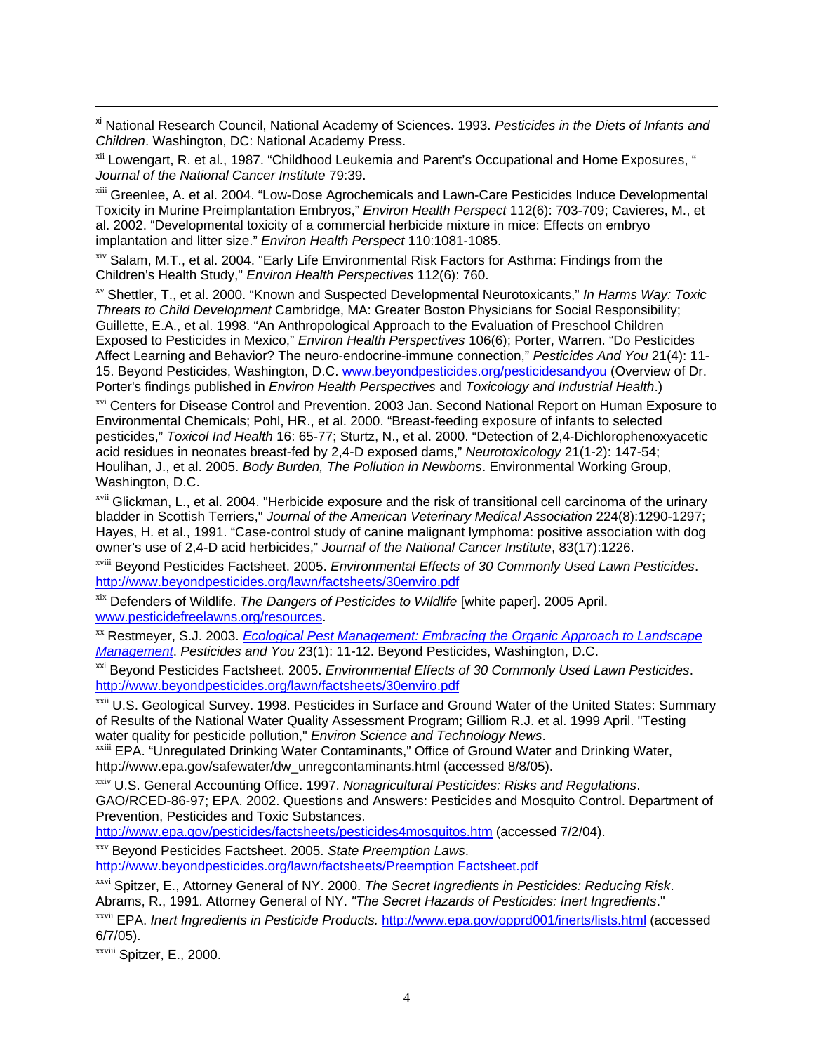[xi] National Research Council, National Academy of Sciences. 1993. *Pesticides in the Diets of Infants and Children*. Washington, DC: National Academy Press.

[xii] Lowengart, R. et al., 1987. "Childhood Leukemia and Parent's Occupational and Home Exposures, " *Journal of the National Cancer Institute* 79:39.

[xiii] Greenlee, A. et al. 2004. "Low-Dose Agrochemicals and Lawn-Care Pesticides Induce Developmental Toxicity in Murine Preimplantation Embryos," *Environ Health Perspect* 112(6): 703-709; Cavieres, M., et al. 2002. "Developmental toxicity of a commercial herbicide mixture in mice: Effects on embryo implantation and litter size." *Environ Health Perspect* 110:1081-1085.

[xiv] Salam, M.T., et al. 2004. "Early Life Environmental Risk Factors for Asthma: Findings from the Children's Health Study," *Environ Health Perspectives* 112(6): 760.

[xv] Shettler, T., et al. 2000. "Known and Suspected Developmental Neurotoxicants," *In Harms Way: Toxic Threats to Child Development* Cambridge, MA: Greater Boston Physicians for Social Responsibility; Guillette, E.A., et al. 1998. "An Anthropological Approach to the Evaluation of Preschool Children Exposed to Pesticides in Mexico," *Environ Health Perspectives* 106(6); Porter, Warren. "Do Pesticides Affect Learning and Behavior? The neuro-endocrine-immune connection," *Pesticides And You* 21(4): 11-15. Beyond Pesticides, Washington, D.C. www.beyondpesticides.org/pesticidesandyou (Overview of Dr. Porter's findings published in *Environ Health Perspectives* and *Toxicology and Industrial Health*.)

[xvi] Centers for Disease Control and Prevention. 2003 Jan. Second National Report on Human Exposure to Environmental Chemicals; Pohl, HR., et al. 2000. "Breast-feeding exposure of infants to selected pesticides," *Toxicol Ind Health* 16: 65-77; Sturtz, N., et al. 2000. "Detection of 2,4-Dichlorophenoxyacetic acid residues in neonates breast-fed by 2,4-D exposed dams," *Neurotoxicology* 21(1-2): 147-54; Houlihan, J., et al. 2005. *Body Burden, The Pollution in Newborns*. Environmental Working Group, Washington, D.C.

[xvii] Glickman, L., et al. 2004. "Herbicide exposure and the risk of transitional cell carcinoma of the urinary bladder in Scottish Terriers," *Journal of the American Veterinary Medical Association* 224(8):1290-1297; Hayes, H. et al., 1991. "Case-control study of canine malignant lymphoma: positive association with dog owner's use of 2,4-D acid herbicides," *Journal of the National Cancer Institute*, 83(17):1226.

[xviii] Beyond Pesticides Factsheet. 2005. *Environmental Effects of 30 Commonly Used Lawn Pesticides*. http://www.beyondpesticides.org/lawn/factsheets/30enviro.pdf

[xix] Defenders of Wildlife. *The Dangers of Pesticides to Wildlife* [white paper]. 2005 April. www.pesticidefreelawns.org/resources.

[xx] Restmeyer, S.J. 2003. *Ecological Pest Management: Embracing the Organic Approach to Landscape Management*. *Pesticides and You* 23(1): 11-12. Beyond Pesticides, Washington, D.C.

[xxi] Beyond Pesticides Factsheet. 2005. *Environmental Effects of 30 Commonly Used Lawn Pesticides*. http://www.beyondpesticides.org/lawn/factsheets/30enviro.pdf

[xxii] U.S. Geological Survey. 1998. Pesticides in Surface and Ground Water of the United States: Summary of Results of the National Water Quality Assessment Program; Gilliom R.J. et al. 1999 April. "Testing water quality for pesticide pollution," *Environ Science and Technology News*.

[xxiii] EPA. "Unregulated Drinking Water Contaminants," Office of Ground Water and Drinking Water, http://www.epa.gov/safewater/dw_unregcontaminants.html (accessed 8/8/05).

[xxiv] U.S. General Accounting Office. 1997. *Nonagricultural Pesticides: Risks and Regulations*. GAO/RCED-86-97; EPA. 2002. Questions and Answers: Pesticides and Mosquito Control. Department of Prevention, Pesticides and Toxic Substances. http://www.epa.gov/pesticides/factsheets/pesticides4mosquitos.htm (accessed 7/2/04).

[xxv] Beyond Pesticides Factsheet. 2005. *State Preemption Laws*. http://www.beyondpesticides.org/lawn/factsheets/Preemption Factsheet.pdf

[xxvi] Spitzer, E., Attorney General of NY. 2000. *The Secret Ingredients in Pesticides: Reducing Risk*. Abrams, R., 1991. Attorney General of NY. *"The Secret Hazards of Pesticides: Inert Ingredients*."

[xxvii] EPA. *Inert Ingredients in Pesticide Products.* http://www.epa.gov/opprd001/inerts/lists.html (accessed 6/7/05).

[xxviii] Spitzer, E., 2000.